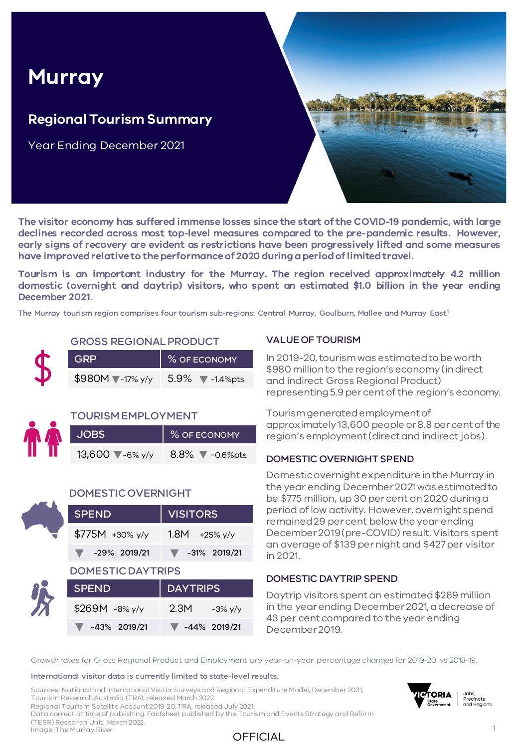# Murray

## Regional Tourism Summary

Year Ending December 2021

**The visitor economy has suffered immense losses since the start of the COVID-19 pandemic, with large declines recorded across most top-level measures compared to the pre-pandemic results. However, early signs of recovery are evident as restrictions have been progressively lifted and some measures have improved relative to the performance of 2020 during a period of limited travel.**

**Tourism is an important industry for the Murray. The region received approximately 4.2 million domestic (overnight and daytrip) visitors, who spent an estimated $1.0 billion in the year ending December 2021.**

The Murray tourism region comprises four tourism sub-regions: Central Murray, Goulburn, Mallee and Murray East.[1]

### GROSS REGIONAL PRODUCT

| GRP | % OF ECONOMY |
|---|---|
| $980M ▼-17% y/y | 5.9% ▼ -1.4%pts |

### TOURISM EMPLOYMENT

| JOBS | % OF ECONOMY |
|---|---|
| 13,600 ▼-6% y/y | 8.8% ▼ -0.6%pts |

### DOMESTIC OVERNIGHT

| SPEND | VISITORS |
|---|---|
| $775M +30% y/y | 1.8M +25% y/y |
| ▼ -29% 2019/21 | ▼ -31% 2019/21 |

### DOMESTIC DAYTRIPS

| SPEND | DAYTRIPS |
|---|---|
| $269M -8% y/y | 2.3M -3% y/y |
| ▼ -43% 2019/21 | ▼ -44% 2019/21 |

### VALUE OF TOURISM

In 2019-20, tourism was estimated to be worth $980 million to the region's economy (in direct and indirect Gross Regional Product) representing 5.9 per cent of the region's economy.

Tourism generated employment of approximately 13,600 people or 8.8 per cent of the region's employment (direct and indirect jobs).

### DOMESTIC OVERNIGHT SPEND

Domestic overnight expenditure in the Murray in the year ending December 2021 was estimated to be $775 million, up 30 per cent on 2020 during a period of low activity. However, overnight spend remained 29 per cent below the year ending December 2019 (pre-COVID) result. Visitors spent an average of $139 per night and $427 per visitor in 2021.

### DOMESTIC DAYTRIP SPEND

Daytrip visitors spent an estimated $269 million in the year ending December 2021, a decrease of 43 per cent compared to the year ending December 2019.

Growth rates for Gross Regional Product and Employment are year-on-year percentage changes for 2019-20 vs 2018-19.

International visitor data is currently limited to state-level results.

Sources: National and International Visitor Surveys and Regional Expenditure Model, December 2021, Tourism Research Australia (TRA), released March 2022.
Regional Tourism Satellite Account 2019-20, TRA, released July 2021.
Data correct at time of publishing. Factsheet published by the Tourism and Events Strategy and Reform (TESR) Research Unit, March 2022.
Image: The Murray River

OFFICIAL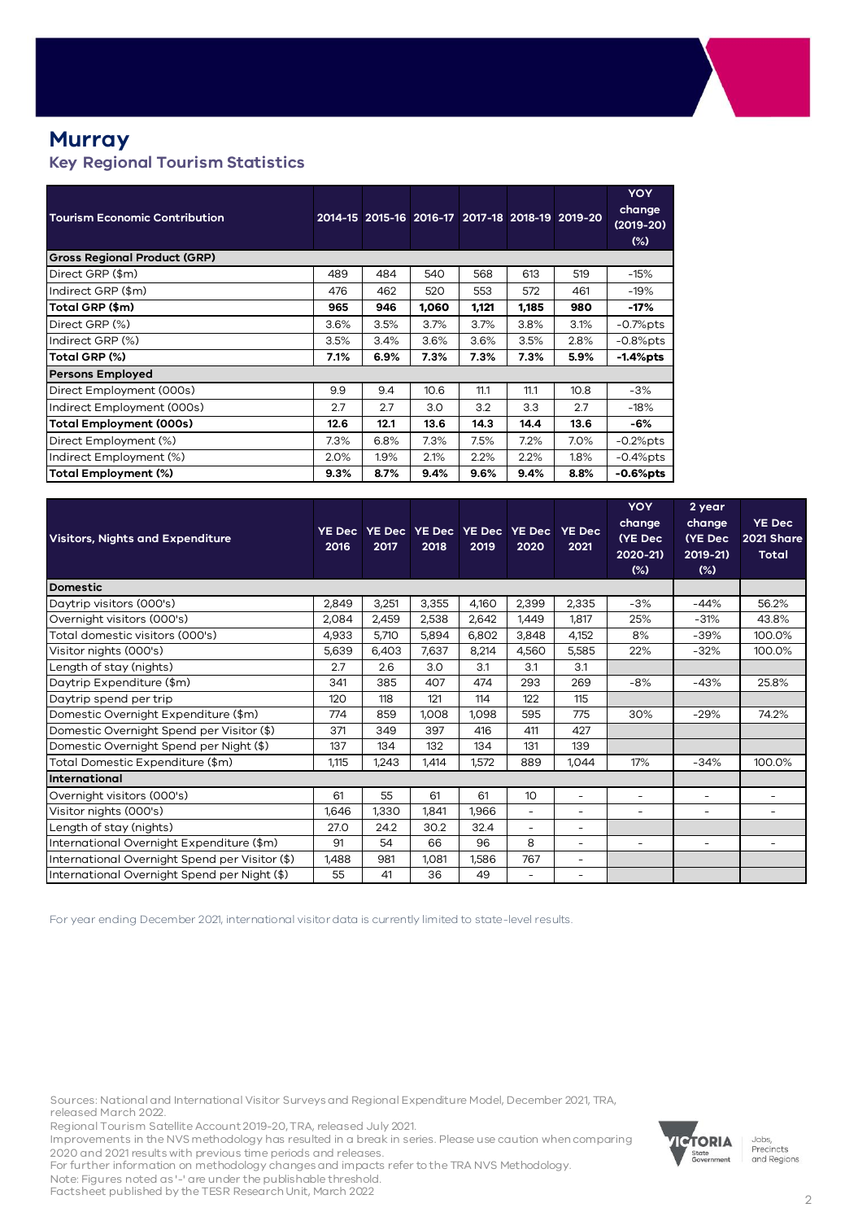# Murray

## Key Regional Tourism Statistics

| Tourism Economic Contribution | 2014-15 | 2015-16 | 2016-17 | 2017-18 | 2018-19 | 2019-20 | YOY change (2019-20) (%) |
|---|---|---|---|---|---|---|---|
| **Gross Regional Product (GRP)** | | | | | | | |
| Direct GRP ($m) | 489 | 484 | 540 | 568 | 613 | 519 | -15% |
| Indirect GRP ($m) | 476 | 462 | 520 | 553 | 572 | 461 | -19% |
| **Total GRP ($m)** | **965** | **946** | **1,060** | **1,121** | **1,185** | **980** | **-17%** |
| Direct GRP (%) | 3.6% | 3.5% | 3.7% | 3.7% | 3.8% | 3.1% | -0.7%pts |
| Indirect GRP (%) | 3.5% | 3.4% | 3.6% | 3.6% | 3.5% | 2.8% | -0.8%pts |
| **Total GRP (%)** | **7.1%** | **6.9%** | **7.3%** | **7.3%** | **7.3%** | **5.9%** | **-1.4%pts** |
| **Persons Employed** | | | | | | | |
| Direct Employment (000s) | 9.9 | 9.4 | 10.6 | 11.1 | 11.1 | 10.8 | -3% |
| Indirect Employment (000s) | 2.7 | 2.7 | 3.0 | 3.2 | 3.3 | 2.7 | -18% |
| **Total Employment (000s)** | **12.6** | **12.1** | **13.6** | **14.3** | **14.4** | **13.6** | **-6%** |
| Direct Employment (%) | 7.3% | 6.8% | 7.3% | 7.5% | 7.2% | 7.0% | -0.2%pts |
| Indirect Employment (%) | 2.0% | 1.9% | 2.1% | 2.2% | 2.2% | 1.8% | -0.4%pts |
| **Total Employment (%)** | **9.3%** | **8.7%** | **9.4%** | **9.6%** | **9.4%** | **8.8%** | **-0.6%pts** |

| Visitors, Nights and Expenditure | YE Dec 2016 | YE Dec 2017 | YE Dec 2018 | YE Dec 2019 | YE Dec 2020 | YE Dec 2021 | YOY change (YE Dec 2020-21) (%) | 2 year change (YE Dec 2019-21) (%) | YE Dec 2021 Share Total |
|---|---|---|---|---|---|---|---|---|---|
| **Domestic** | | | | | | | | | |
| Daytrip visitors (000's) | 2,849 | 3,251 | 3,355 | 4,160 | 2,399 | 2,335 | -3% | -44% | 56.2% |
| Overnight visitors (000's) | 2,084 | 2,459 | 2,538 | 2,642 | 1,449 | 1,817 | 25% | -31% | 43.8% |
| Total domestic visitors (000's) | 4,933 | 5,710 | 5,894 | 6,802 | 3,848 | 4,152 | 8% | -39% | 100.0% |
| Visitor nights (000's) | 5,639 | 6,403 | 7,637 | 8,214 | 4,560 | 5,585 | 22% | -32% | 100.0% |
| Length of stay (nights) | 2.7 | 2.6 | 3.0 | 3.1 | 3.1 | 3.1 | | | |
| Daytrip Expenditure ($m) | 341 | 385 | 407 | 474 | 293 | 269 | -8% | -43% | 25.8% |
| Daytrip spend per trip | 120 | 118 | 121 | 114 | 122 | 115 | | | |
| Domestic Overnight Expenditure ($m) | 774 | 859 | 1,008 | 1,098 | 595 | 775 | 30% | -29% | 74.2% |
| Domestic Overnight Spend per Visitor ($) | 371 | 349 | 397 | 416 | 411 | 427 | | | |
| Domestic Overnight Spend per Night ($) | 137 | 134 | 132 | 134 | 131 | 139 | | | |
| Total Domestic Expenditure ($m) | 1,115 | 1,243 | 1,414 | 1,572 | 889 | 1,044 | 17% | -34% | 100.0% |
| **International** | | | | | | | | | |
| Overnight visitors (000's) | 61 | 55 | 61 | 61 | 10 | - | - | - | - |
| Visitor nights (000's) | 1,646 | 1,330 | 1,841 | 1,966 | - | - | - | - | - |
| Length of stay (nights) | 27.0 | 24.2 | 30.2 | 32.4 | - | - | | | |
| International Overnight Expenditure ($m) | 91 | 54 | 66 | 96 | 8 | - | - | - | - |
| International Overnight Spend per Visitor ($) | 1,488 | 981 | 1,081 | 1,586 | 767 | - | | | |
| International Overnight Spend per Night ($) | 55 | 41 | 36 | 49 | - | - | | | |

For year ending December 2021, international visitor data is currently limited to state-level results.

Sources: National and International Visitor Surveys and Regional Expenditure Model, December 2021, TRA, released March 2022.
Regional Tourism Satellite Account 2019-20, TRA, released July 2021.
Improvements in the NVS methodology has resulted in a break in series. Please use caution when comparing 2020 and 2021 results with previous time periods and releases.
For further information on methodology changes and impacts refer to the TRA NVS Methodology.
Note: Figures noted as '-' are under the publishable threshold.
Factsheet published by the TESR Research Unit, March 2022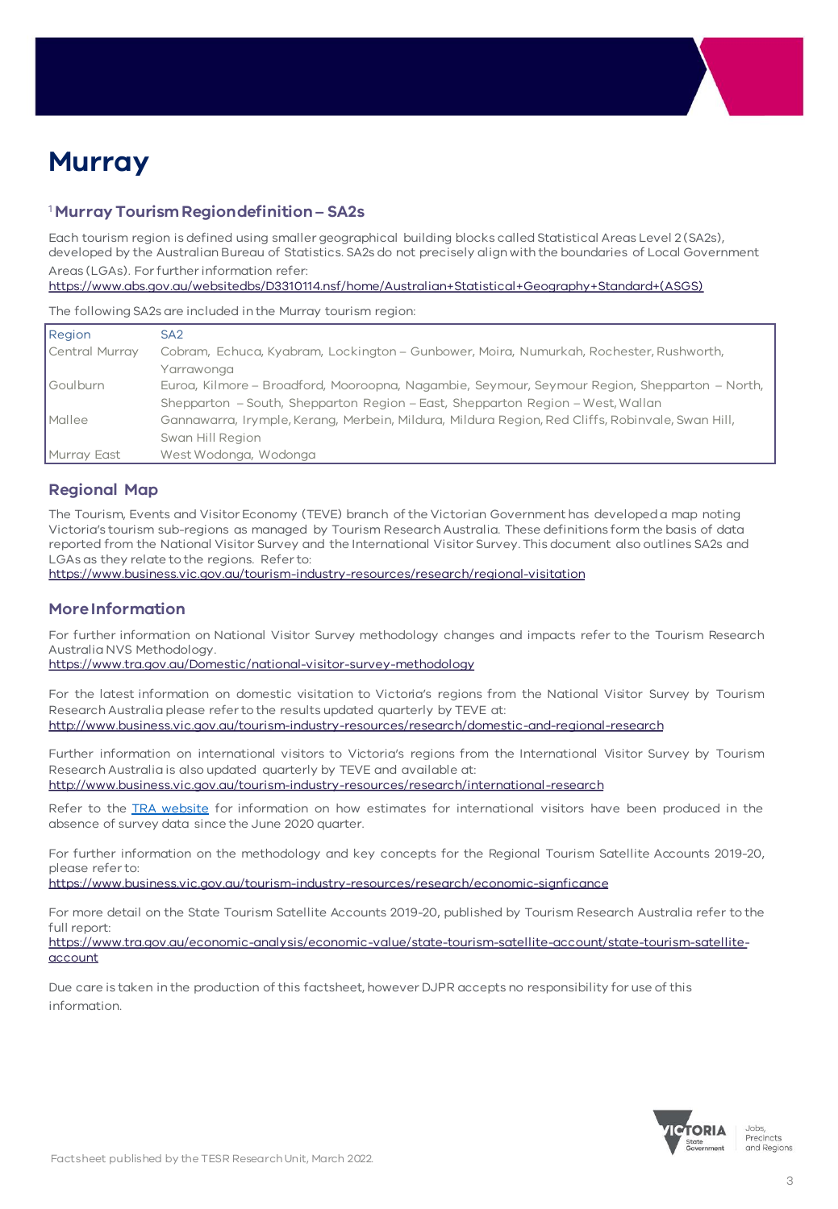# Murray

## [1] Murray Tourism Region definition – SA2s

Each tourism region is defined using smaller geographical building blocks called Statistical Areas Level 2 (SA2s), developed by the Australian Bureau of Statistics. SA2s do not precisely align with the boundaries of Local Government Areas (LGAs). For further information refer:
https://www.abs.gov.au/websitedbs/D3310114.nsf/home/Australian+Statistical+Geography+Standard+(ASGS)

The following SA2s are included in the Murray tourism region:

| Region | SA2 |
|---|---|
| Central Murray | Cobram, Echuca, Kyabram, Lockington – Gunbower, Moira, Numurkah, Rochester, Rushworth, Yarrawonga |
| Goulburn | Euroa, Kilmore – Broadford, Mooroopna, Nagambie, Seymour, Seymour Region, Shepparton – North, Shepparton – South, Shepparton Region – East, Shepparton Region – West, Wallan |
| Mallee | Gannawarra, Irymple, Kerang, Merbein, Mildura, Mildura Region, Red Cliffs, Robinvale, Swan Hill, Swan Hill Region |
| Murray East | West Wodonga, Wodonga |

### Regional Map

The Tourism, Events and Visitor Economy (TEVE) branch of the Victorian Government has developed a map noting Victoria's tourism sub-regions as managed by Tourism Research Australia. These definitions form the basis of data reported from the National Visitor Survey and the International Visitor Survey. This document also outlines SA2s and LGAs as they relate to the regions. Refer to:
https://www.business.vic.gov.au/tourism-industry-resources/research/regional-visitation

### More Information

For further information on National Visitor Survey methodology changes and impacts refer to the Tourism Research Australia NVS Methodology.
https://www.tra.gov.au/Domestic/national-visitor-survey-methodology

For the latest information on domestic visitation to Victoria's regions from the National Visitor Survey by Tourism Research Australia please refer to the results updated quarterly by TEVE at:
http://www.business.vic.gov.au/tourism-industry-resources/research/domestic-and-regional-research

Further information on international visitors to Victoria's regions from the International Visitor Survey by Tourism Research Australia is also updated quarterly by TEVE and available at:
http://www.business.vic.gov.au/tourism-industry-resources/research/international-research

Refer to the TRA website for information on how estimates for international visitors have been produced in the absence of survey data since the June 2020 quarter.

For further information on the methodology and key concepts for the Regional Tourism Satellite Accounts 2019-20, please refer to:
https://www.business.vic.gov.au/tourism-industry-resources/research/economic-signficance

For more detail on the State Tourism Satellite Accounts 2019-20, published by Tourism Research Australia refer to the full report:
https://www.tra.gov.au/economic-analysis/economic-value/state-tourism-satellite-account/state-tourism-satellite-account

Due care is taken in the production of this factsheet, however DJPR accepts no responsibility for use of this information.

Factsheet published by the TESR Research Unit, March 2022.